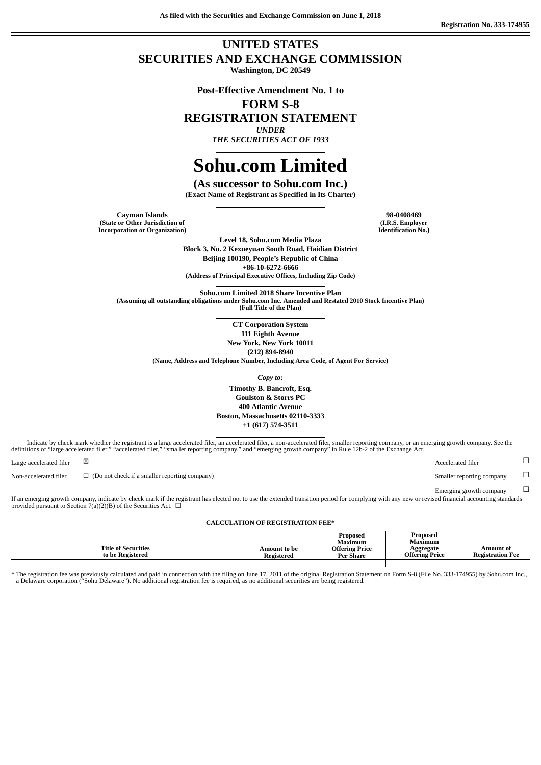As filed with the Securities and Exchange Commission on June 1, 2018

Registration No. 333-174955

# UNITED STATES
# SECURITIES AND EXCHANGE COMMISSION
**Washington, DC 20549**

**Post-Effective Amendment No. 1 to**

## FORM S-8
## REGISTRATION STATEMENT
***UNDER***
***THE SECURITIES ACT OF 1933***

# Sohu.com Limited

**(As successor to Sohu.com Inc.)**

**(Exact Name of Registrant as Specified in Its Charter)**

| | |
|---|---|
| **Cayman Islands** | **98-0408469** |
| **(State or Other Jurisdiction of Incorporation or Organization)** | **(I.R.S. Employer Identification No.)** |

**Level 18, Sohu.com Media Plaza**
**Block 3, No. 2 Kexueyuan South Road, Haidian District**
**Beijing 100190, People's Republic of China**
**+86-10-6272-6666**
**(Address of Principal Executive Offices, Including Zip Code)**

**Sohu.com Limited 2018 Share Incentive Plan**
**(Assuming all outstanding obligations under Sohu.com Inc. Amended and Restated 2010 Stock Incentive Plan)**
**(Full Title of the Plan)**

**CT Corporation System**
**111 Eighth Avenue**
**New York, New York 10011**
**(212) 894-8940**
**(Name, Address and Telephone Number, Including Area Code, of Agent For Service)**

*Copy to:*

**Timothy B. Bancroft, Esq.**
**Goulston & Storrs PC**
**400 Atlantic Avenue**
**Boston, Massachusetts 02110-3333**
**+1 (617) 574-3511**

Indicate by check mark whether the registrant is a large accelerated filer, an accelerated filer, a non-accelerated filer, smaller reporting company, or an emerging growth company. See the definitions of "large accelerated filer," "accelerated filer," "smaller reporting company," and "emerging growth company" in Rule 12b-2 of the Exchange Act.

| | | | |
|---|---|---|---|
| Large accelerated filer | ☒ | Accelerated filer | ☐ |
| Non-accelerated filer | ☐ (Do not check if a smaller reporting company) | Smaller reporting company | ☐ |
| | | Emerging growth company | ☐ |

If an emerging growth company, indicate by check mark if the registrant has elected not to use the extended transition period for complying with any new or revised financial accounting standards provided pursuant to Section 7(a)(2)(B) of the Securities Act. ☐

**CALCULATION OF REGISTRATION FEE***

| Title of Securities to be Registered | Amount to be Registered | Proposed Maximum Offering Price Per Share | Proposed Maximum Aggregate Offering Price | Amount of Registration Fee |
|---|---|---|---|---|
| | | | | |

* The registration fee was previously calculated and paid in connection with the filing on June 17, 2011 of the original Registration Statement on Form S-8 (File No. 333-174955) by Sohu.com Inc., a Delaware corporation ("Sohu Delaware"). No additional registration fee is required, as no additional securities are being registered.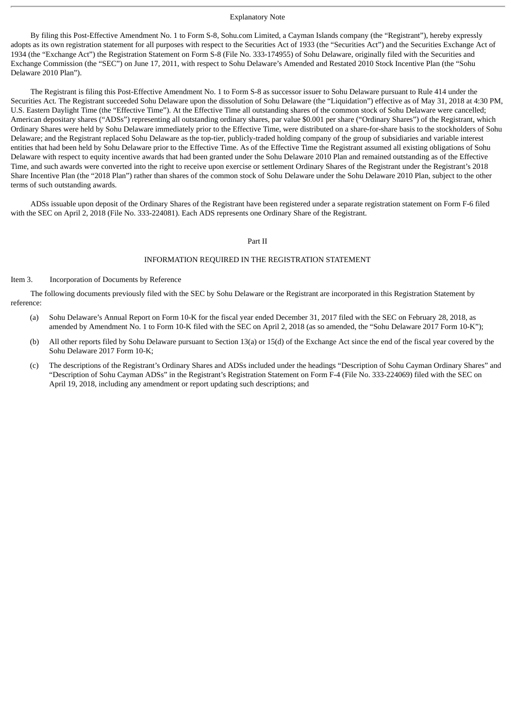## Explanatory Note

By filing this Post-Effective Amendment No. 1 to Form S-8, Sohu.com Limited, a Cayman Islands company (the "Registrant"), hereby expressly adopts as its own registration statement for all purposes with respect to the Securities Act of 1933 (the "Securities Act") and the Securities Exchange Act of 1934 (the "Exchange Act") the Registration Statement on Form S-8 (File No. 333-174955) of Sohu Delaware, originally filed with the Securities and Exchange Commission (the "SEC") on June 17, 2011, with respect to Sohu Delaware's Amended and Restated 2010 Stock Incentive Plan (the "Sohu Delaware 2010 Plan").

The Registrant is filing this Post-Effective Amendment No. 1 to Form S-8 as successor issuer to Sohu Delaware pursuant to Rule 414 under the Securities Act. The Registrant succeeded Sohu Delaware upon the dissolution of Sohu Delaware (the "Liquidation") effective as of May 31, 2018 at 4:30 PM, U.S. Eastern Daylight Time (the "Effective Time"). At the Effective Time all outstanding shares of the common stock of Sohu Delaware were cancelled; American depositary shares ("ADSs") representing all outstanding ordinary shares, par value $0.001 per share ("Ordinary Shares") of the Registrant, which Ordinary Shares were held by Sohu Delaware immediately prior to the Effective Time, were distributed on a share-for-share basis to the stockholders of Sohu Delaware; and the Registrant replaced Sohu Delaware as the top-tier, publicly-traded holding company of the group of subsidiaries and variable interest entities that had been held by Sohu Delaware prior to the Effective Time. As of the Effective Time the Registrant assumed all existing obligations of Sohu Delaware with respect to equity incentive awards that had been granted under the Sohu Delaware 2010 Plan and remained outstanding as of the Effective Time, and such awards were converted into the right to receive upon exercise or settlement Ordinary Shares of the Registrant under the Registrant's 2018 Share Incentive Plan (the "2018 Plan") rather than shares of the common stock of Sohu Delaware under the Sohu Delaware 2010 Plan, subject to the other terms of such outstanding awards.

ADSs issuable upon deposit of the Ordinary Shares of the Registrant have been registered under a separate registration statement on Form F-6 filed with the SEC on April 2, 2018 (File No. 333-224081). Each ADS represents one Ordinary Share of the Registrant.

## Part II

## INFORMATION REQUIRED IN THE REGISTRATION STATEMENT

### Item 3. Incorporation of Documents by Reference

The following documents previously filed with the SEC by Sohu Delaware or the Registrant are incorporated in this Registration Statement by reference:

(a) Sohu Delaware's Annual Report on Form 10-K for the fiscal year ended December 31, 2017 filed with the SEC on February 28, 2018, as amended by Amendment No. 1 to Form 10-K filed with the SEC on April 2, 2018 (as so amended, the "Sohu Delaware 2017 Form 10-K");

(b) All other reports filed by Sohu Delaware pursuant to Section 13(a) or 15(d) of the Exchange Act since the end of the fiscal year covered by the Sohu Delaware 2017 Form 10-K;

(c) The descriptions of the Registrant's Ordinary Shares and ADSs included under the headings "Description of Sohu Cayman Ordinary Shares" and "Description of Sohu Cayman ADSs" in the Registrant's Registration Statement on Form F-4 (File No. 333-224069) filed with the SEC on April 19, 2018, including any amendment or report updating such descriptions; and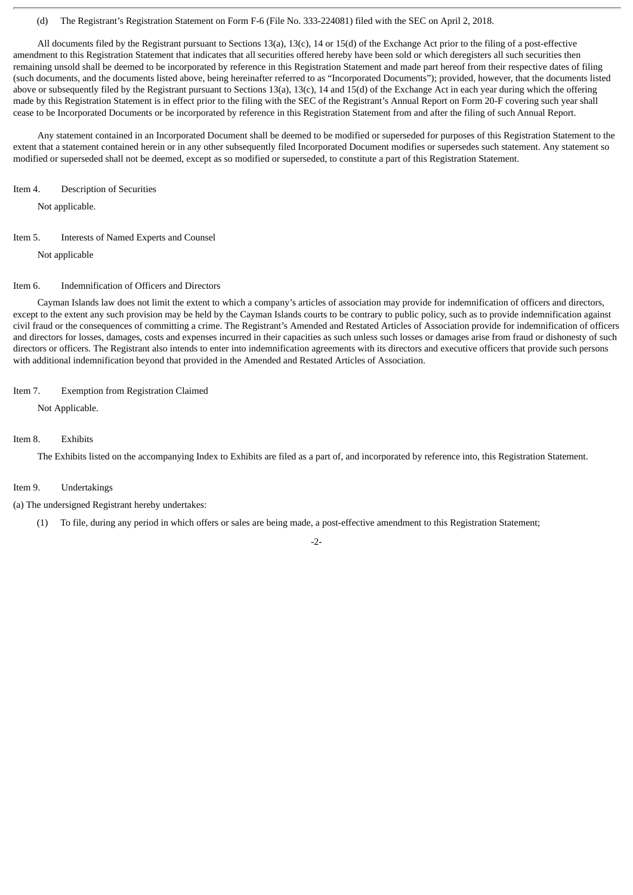(d) The Registrant's Registration Statement on Form F-6 (File No. 333-224081) filed with the SEC on April 2, 2018.

All documents filed by the Registrant pursuant to Sections 13(a), 13(c), 14 or 15(d) of the Exchange Act prior to the filing of a post-effective amendment to this Registration Statement that indicates that all securities offered hereby have been sold or which deregisters all such securities then remaining unsold shall be deemed to be incorporated by reference in this Registration Statement and made part hereof from their respective dates of filing (such documents, and the documents listed above, being hereinafter referred to as "Incorporated Documents"); provided, however, that the documents listed above or subsequently filed by the Registrant pursuant to Sections 13(a), 13(c), 14 and 15(d) of the Exchange Act in each year during which the offering made by this Registration Statement is in effect prior to the filing with the SEC of the Registrant's Annual Report on Form 20-F covering such year shall cease to be Incorporated Documents or be incorporated by reference in this Registration Statement from and after the filing of such Annual Report.

Any statement contained in an Incorporated Document shall be deemed to be modified or superseded for purposes of this Registration Statement to the extent that a statement contained herein or in any other subsequently filed Incorporated Document modifies or supersedes such statement. Any statement so modified or superseded shall not be deemed, except as so modified or superseded, to constitute a part of this Registration Statement.

Item 4. Description of Securities

Not applicable.

Item 5. Interests of Named Experts and Counsel

Not applicable

Item 6. Indemnification of Officers and Directors

Cayman Islands law does not limit the extent to which a company's articles of association may provide for indemnification of officers and directors, except to the extent any such provision may be held by the Cayman Islands courts to be contrary to public policy, such as to provide indemnification against civil fraud or the consequences of committing a crime. The Registrant's Amended and Restated Articles of Association provide for indemnification of officers and directors for losses, damages, costs and expenses incurred in their capacities as such unless such losses or damages arise from fraud or dishonesty of such directors or officers. The Registrant also intends to enter into indemnification agreements with its directors and executive officers that provide such persons with additional indemnification beyond that provided in the Amended and Restated Articles of Association.

Item 7. Exemption from Registration Claimed

Not Applicable.

Item 8. Exhibits

The Exhibits listed on the accompanying Index to Exhibits are filed as a part of, and incorporated by reference into, this Registration Statement.

Item 9. Undertakings

(a) The undersigned Registrant hereby undertakes:

(1) To file, during any period in which offers or sales are being made, a post-effective amendment to this Registration Statement;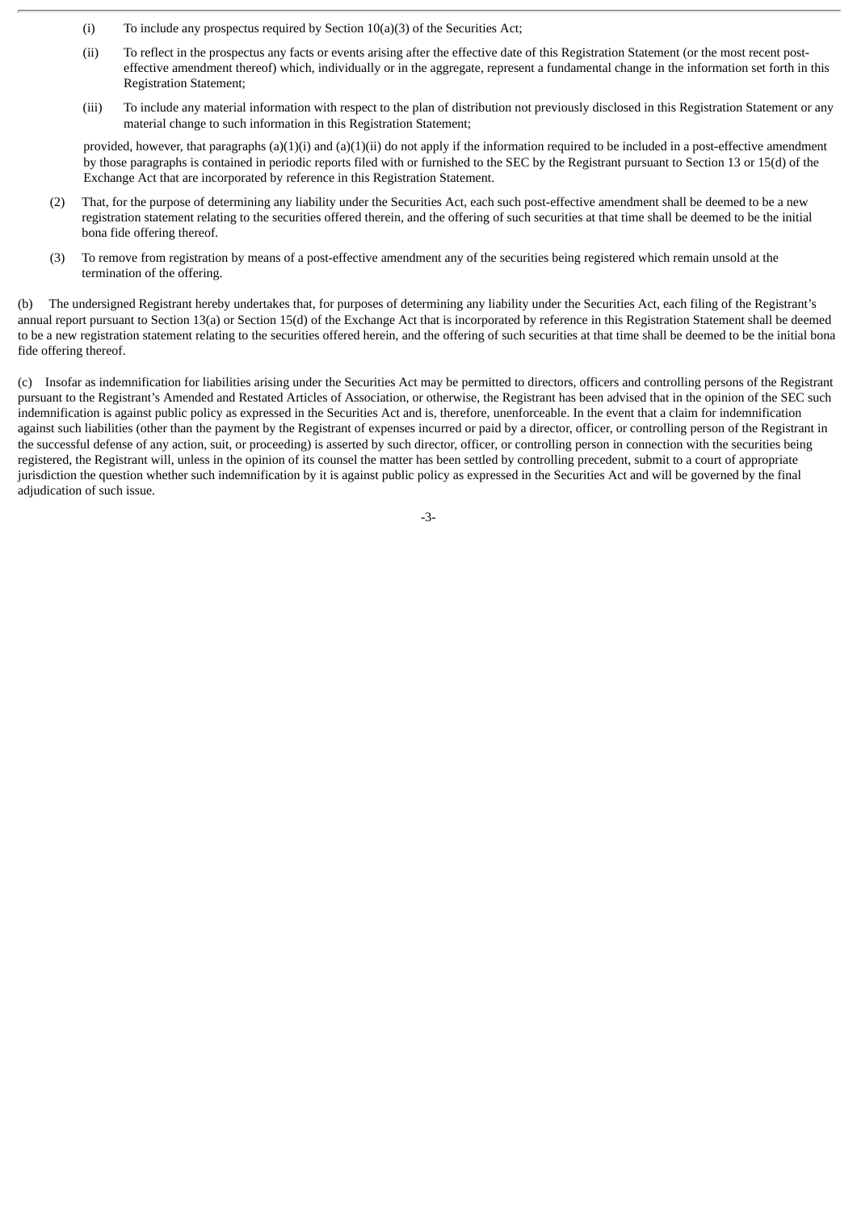(i) To include any prospectus required by Section 10(a)(3) of the Securities Act;

(ii) To reflect in the prospectus any facts or events arising after the effective date of this Registration Statement (or the most recent post-effective amendment thereof) which, individually or in the aggregate, represent a fundamental change in the information set forth in this Registration Statement;

(iii) To include any material information with respect to the plan of distribution not previously disclosed in this Registration Statement or any material change to such information in this Registration Statement;

provided, however, that paragraphs (a)(1)(i) and (a)(1)(ii) do not apply if the information required to be included in a post-effective amendment by those paragraphs is contained in periodic reports filed with or furnished to the SEC by the Registrant pursuant to Section 13 or 15(d) of the Exchange Act that are incorporated by reference in this Registration Statement.

(2) That, for the purpose of determining any liability under the Securities Act, each such post-effective amendment shall be deemed to be a new registration statement relating to the securities offered therein, and the offering of such securities at that time shall be deemed to be the initial bona fide offering thereof.

(3) To remove from registration by means of a post-effective amendment any of the securities being registered which remain unsold at the termination of the offering.

(b) The undersigned Registrant hereby undertakes that, for purposes of determining any liability under the Securities Act, each filing of the Registrant's annual report pursuant to Section 13(a) or Section 15(d) of the Exchange Act that is incorporated by reference in this Registration Statement shall be deemed to be a new registration statement relating to the securities offered herein, and the offering of such securities at that time shall be deemed to be the initial bona fide offering thereof.

(c) Insofar as indemnification for liabilities arising under the Securities Act may be permitted to directors, officers and controlling persons of the Registrant pursuant to the Registrant's Amended and Restated Articles of Association, or otherwise, the Registrant has been advised that in the opinion of the SEC such indemnification is against public policy as expressed in the Securities Act and is, therefore, unenforceable. In the event that a claim for indemnification against such liabilities (other than the payment by the Registrant of expenses incurred or paid by a director, officer, or controlling person of the Registrant in the successful defense of any action, suit, or proceeding) is asserted by such director, officer, or controlling person in connection with the securities being registered, the Registrant will, unless in the opinion of its counsel the matter has been settled by controlling precedent, submit to a court of appropriate jurisdiction the question whether such indemnification by it is against public policy as expressed in the Securities Act and will be governed by the final adjudication of such issue.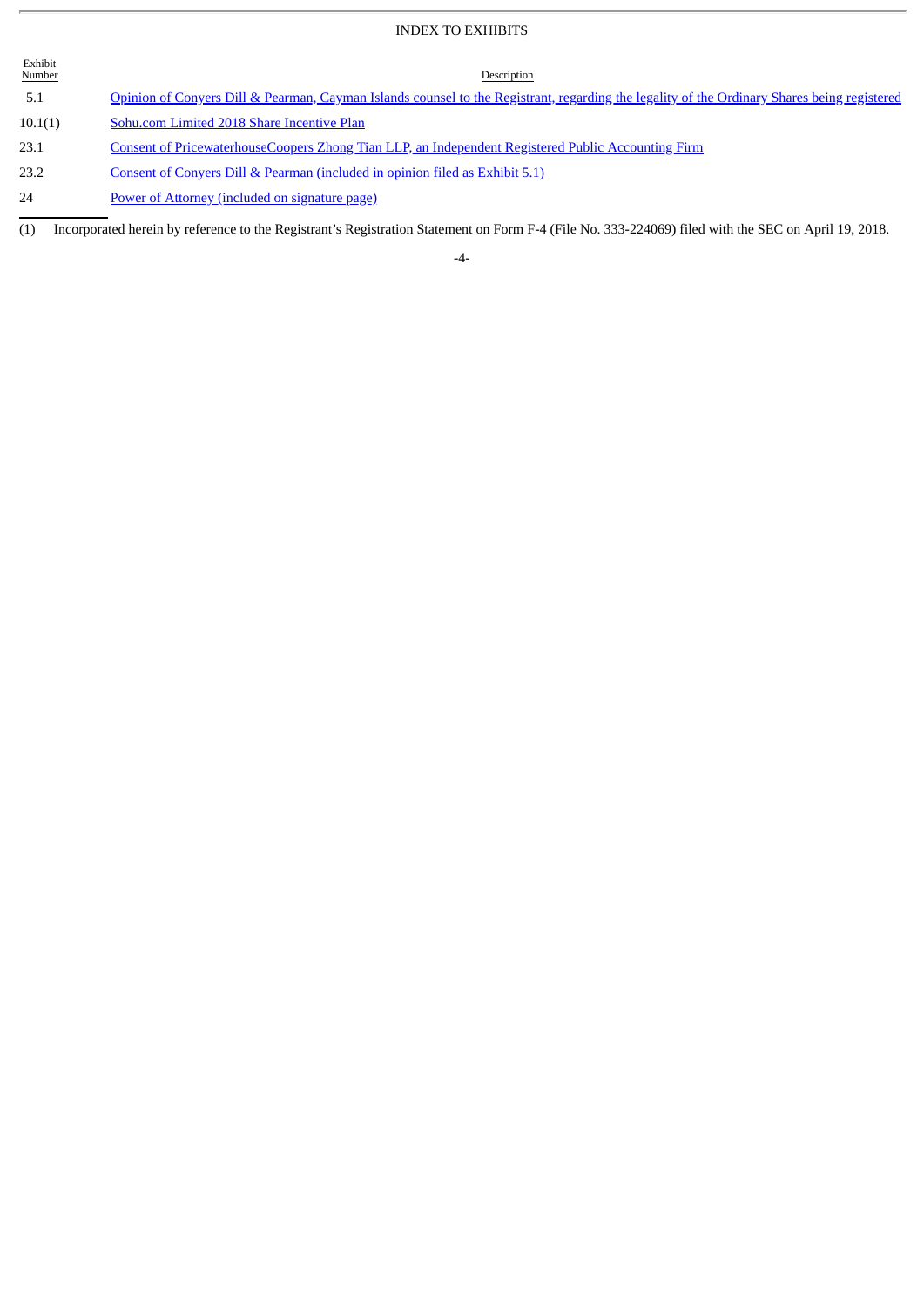# INDEX TO EXHIBITS

| Exhibit Number | Description |
|---|---|
| 5.1 | Opinion of Conyers Dill & Pearman, Cayman Islands counsel to the Registrant, regarding the legality of the Ordinary Shares being registered |
| 10.1(1) | Sohu.com Limited 2018 Share Incentive Plan |
| 23.1 | Consent of PricewaterhouseCoopers Zhong Tian LLP, an Independent Registered Public Accounting Firm |
| 23.2 | Consent of Conyers Dill & Pearman (included in opinion filed as Exhibit 5.1) |
| 24 | Power of Attorney (included on signature page) |

(1) Incorporated herein by reference to the Registrant's Registration Statement on Form F-4 (File No. 333-224069) filed with the SEC on April 19, 2018.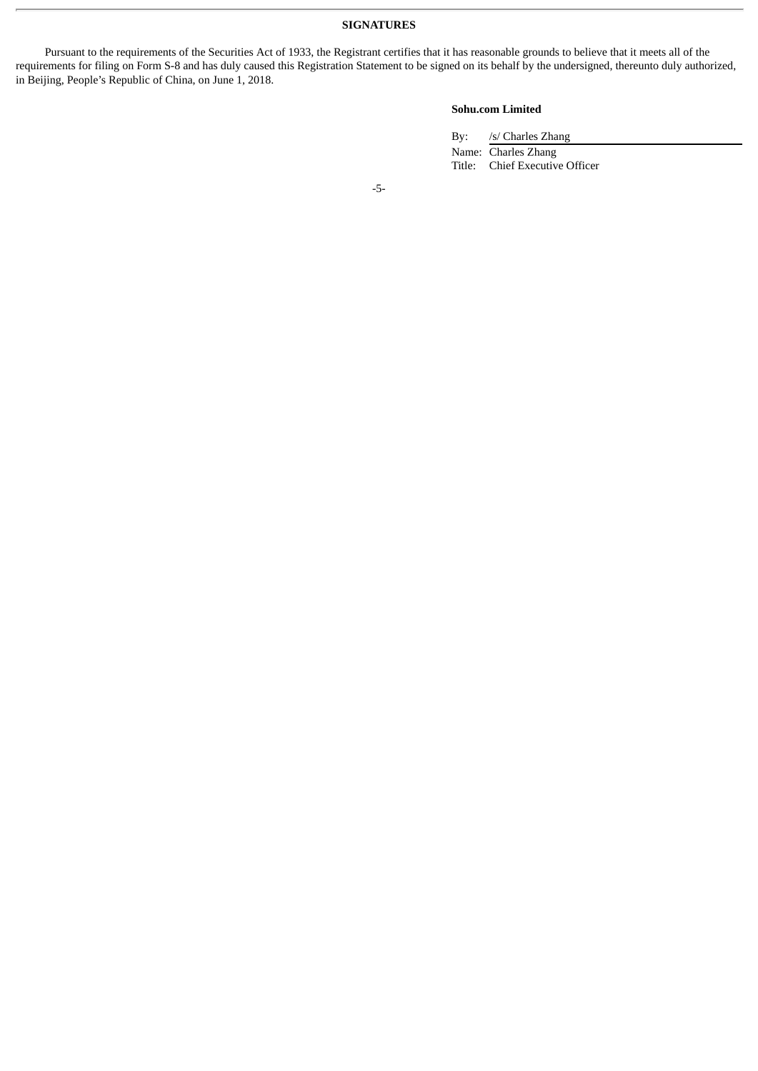**SIGNATURES**

Pursuant to the requirements of the Securities Act of 1933, the Registrant certifies that it has reasonable grounds to believe that it meets all of the requirements for filing on Form S-8 and has duly caused this Registration Statement to be signed on its behalf by the undersigned, thereunto duly authorized, in Beijing, People's Republic of China, on June 1, 2018.

**Sohu.com Limited**

By: /s/ Charles Zhang

Name: Charles Zhang

Title: Chief Executive Officer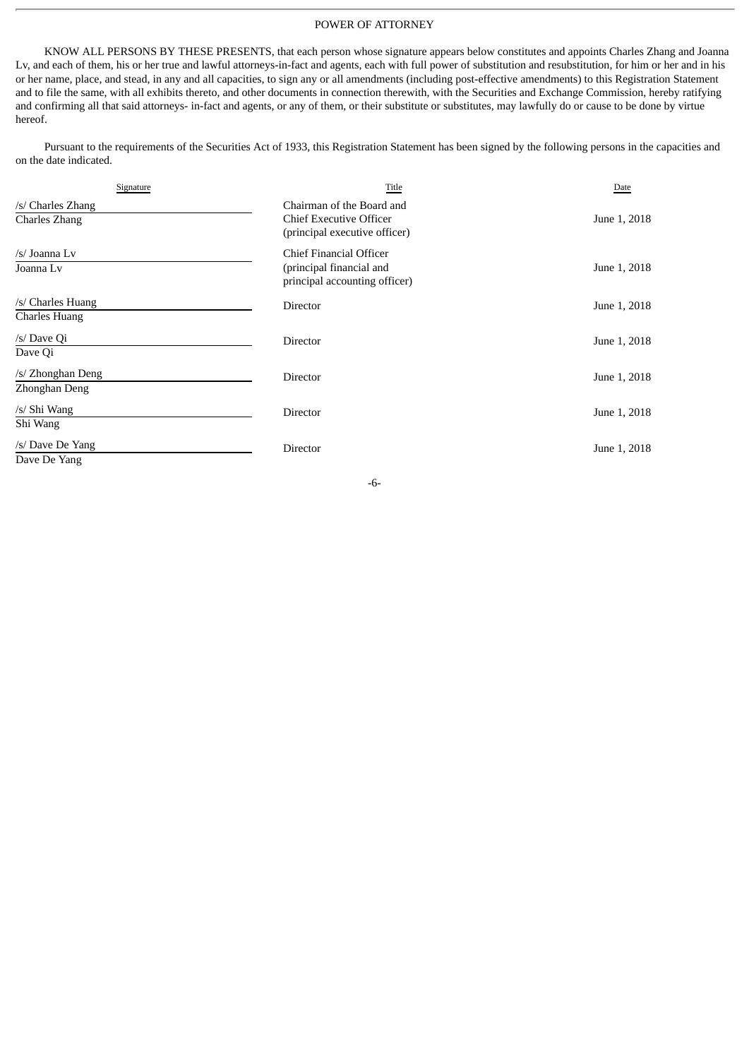# POWER OF ATTORNEY

KNOW ALL PERSONS BY THESE PRESENTS, that each person whose signature appears below constitutes and appoints Charles Zhang and Joanna Lv, and each of them, his or her true and lawful attorneys-in-fact and agents, each with full power of substitution and resubstitution, for him or her and in his or her name, place, and stead, in any and all capacities, to sign any or all amendments (including post-effective amendments) to this Registration Statement and to file the same, with all exhibits thereto, and other documents in connection therewith, with the Securities and Exchange Commission, hereby ratifying and confirming all that said attorneys- in-fact and agents, or any of them, or their substitute or substitutes, may lawfully do or cause to be done by virtue hereof.

Pursuant to the requirements of the Securities Act of 1933, this Registration Statement has been signed by the following persons in the capacities and on the date indicated.

| Signature | Title | Date |
| --- | --- | --- |
| /s/ Charles Zhang<br>Charles Zhang | Chairman of the Board and Chief Executive Officer (principal executive officer) | June 1, 2018 |
| /s/ Joanna Lv<br>Joanna Lv | Chief Financial Officer (principal financial and principal accounting officer) | June 1, 2018 |
| /s/ Charles Huang<br>Charles Huang | Director | June 1, 2018 |
| /s/ Dave Qi<br>Dave Qi | Director | June 1, 2018 |
| /s/ Zhonghan Deng<br>Zhonghan Deng | Director | June 1, 2018 |
| /s/ Shi Wang<br>Shi Wang | Director | June 1, 2018 |
| /s/ Dave De Yang<br>Dave De Yang | Director | June 1, 2018 |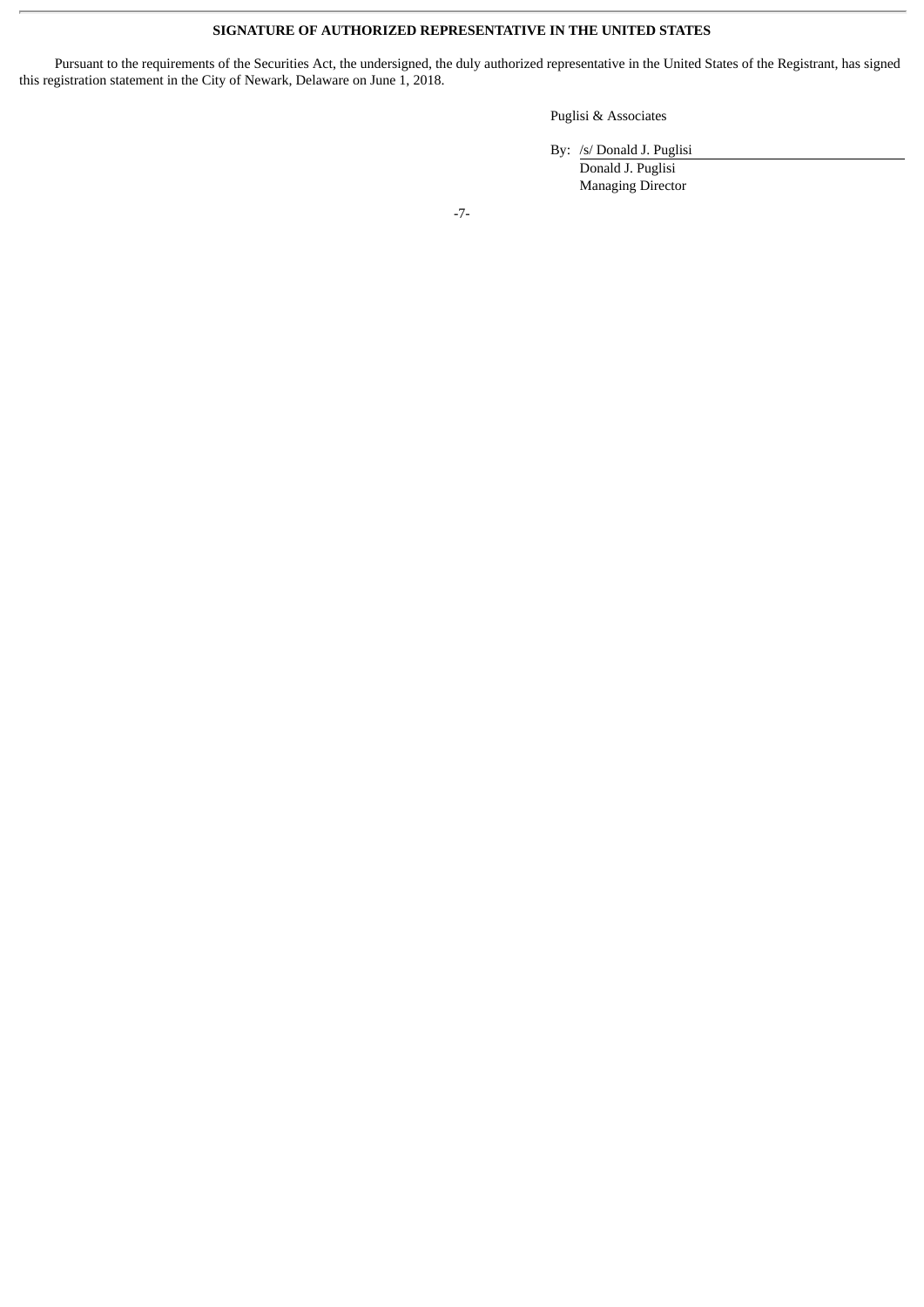**SIGNATURE OF AUTHORIZED REPRESENTATIVE IN THE UNITED STATES**

Pursuant to the requirements of the Securities Act, the undersigned, the duly authorized representative in the United States of the Registrant, has signed this registration statement in the City of Newark, Delaware on June 1, 2018.

Puglisi & Associates

By: /s/ Donald J. Puglisi

Donald J. Puglisi

Managing Director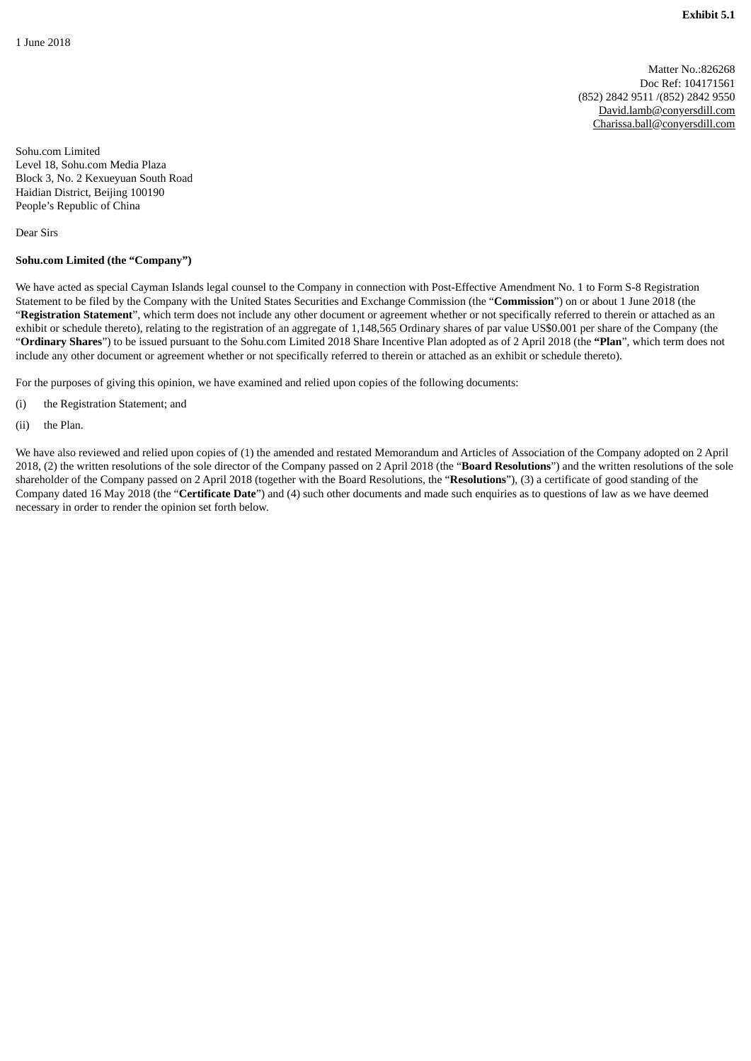**Exhibit 5.1**

1 June 2018

Matter No.:826268
Doc Ref: 104171561
(852) 2842 9511 /(852) 2842 9550
David.lamb@conyersdill.com
Charissa.ball@conyersdill.com

Sohu.com Limited
Level 18, Sohu.com Media Plaza
Block 3, No. 2 Kexueyuan South Road
Haidian District, Beijing 100190
People's Republic of China

Dear Sirs

**Sohu.com Limited (the "Company")**

We have acted as special Cayman Islands legal counsel to the Company in connection with Post-Effective Amendment No. 1 to Form S-8 Registration Statement to be filed by the Company with the United States Securities and Exchange Commission (the "**Commission**") on or about 1 June 2018 (the "**Registration Statement**", which term does not include any other document or agreement whether or not specifically referred to therein or attached as an exhibit or schedule thereto), relating to the registration of an aggregate of 1,148,565 Ordinary shares of par value US$0.001 per share of the Company (the "**Ordinary Shares**") to be issued pursuant to the Sohu.com Limited 2018 Share Incentive Plan adopted as of 2 April 2018 (the **"Plan**", which term does not include any other document or agreement whether or not specifically referred to therein or attached as an exhibit or schedule thereto).

For the purposes of giving this opinion, we have examined and relied upon copies of the following documents:

(i) the Registration Statement; and

(ii) the Plan.

We have also reviewed and relied upon copies of (1) the amended and restated Memorandum and Articles of Association of the Company adopted on 2 April 2018, (2) the written resolutions of the sole director of the Company passed on 2 April 2018 (the "**Board Resolutions**") and the written resolutions of the sole shareholder of the Company passed on 2 April 2018 (together with the Board Resolutions, the "**Resolutions**"), (3) a certificate of good standing of the Company dated 16 May 2018 (the "**Certificate Date**") and (4) such other documents and made such enquiries as to questions of law as we have deemed necessary in order to render the opinion set forth below.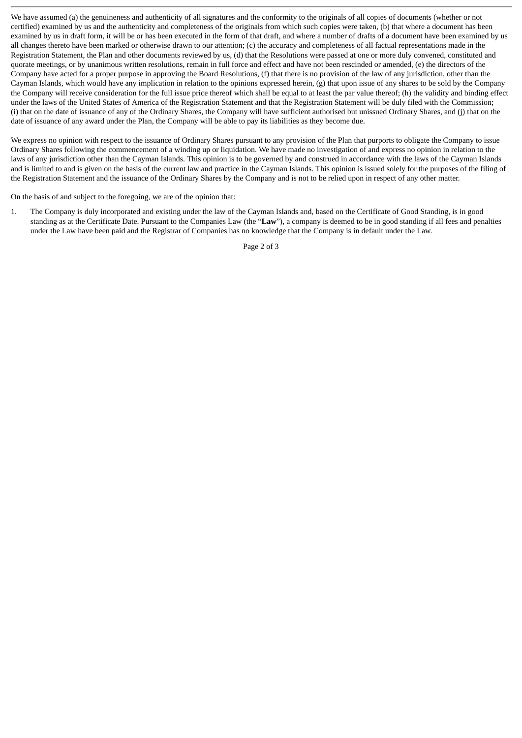We have assumed (a) the genuineness and authenticity of all signatures and the conformity to the originals of all copies of documents (whether or not certified) examined by us and the authenticity and completeness of the originals from which such copies were taken, (b) that where a document has been examined by us in draft form, it will be or has been executed in the form of that draft, and where a number of drafts of a document have been examined by us all changes thereto have been marked or otherwise drawn to our attention; (c) the accuracy and completeness of all factual representations made in the Registration Statement, the Plan and other documents reviewed by us, (d) that the Resolutions were passed at one or more duly convened, constituted and quorate meetings, or by unanimous written resolutions, remain in full force and effect and have not been rescinded or amended, (e) the directors of the Company have acted for a proper purpose in approving the Board Resolutions, (f) that there is no provision of the law of any jurisdiction, other than the Cayman Islands, which would have any implication in relation to the opinions expressed herein, (g) that upon issue of any shares to be sold by the Company the Company will receive consideration for the full issue price thereof which shall be equal to at least the par value thereof; (h) the validity and binding effect under the laws of the United States of America of the Registration Statement and that the Registration Statement will be duly filed with the Commission; (i) that on the date of issuance of any of the Ordinary Shares, the Company will have sufficient authorised but unissued Ordinary Shares, and (j) that on the date of issuance of any award under the Plan, the Company will be able to pay its liabilities as they become due.

We express no opinion with respect to the issuance of Ordinary Shares pursuant to any provision of the Plan that purports to obligate the Company to issue Ordinary Shares following the commencement of a winding up or liquidation. We have made no investigation of and express no opinion in relation to the laws of any jurisdiction other than the Cayman Islands. This opinion is to be governed by and construed in accordance with the laws of the Cayman Islands and is limited to and is given on the basis of the current law and practice in the Cayman Islands. This opinion is issued solely for the purposes of the filing of the Registration Statement and the issuance of the Ordinary Shares by the Company and is not to be relied upon in respect of any other matter.

On the basis of and subject to the foregoing, we are of the opinion that:

1. The Company is duly incorporated and existing under the law of the Cayman Islands and, based on the Certificate of Good Standing, is in good standing as at the Certificate Date. Pursuant to the Companies Law (the "**Law**"), a company is deemed to be in good standing if all fees and penalties under the Law have been paid and the Registrar of Companies has no knowledge that the Company is in default under the Law.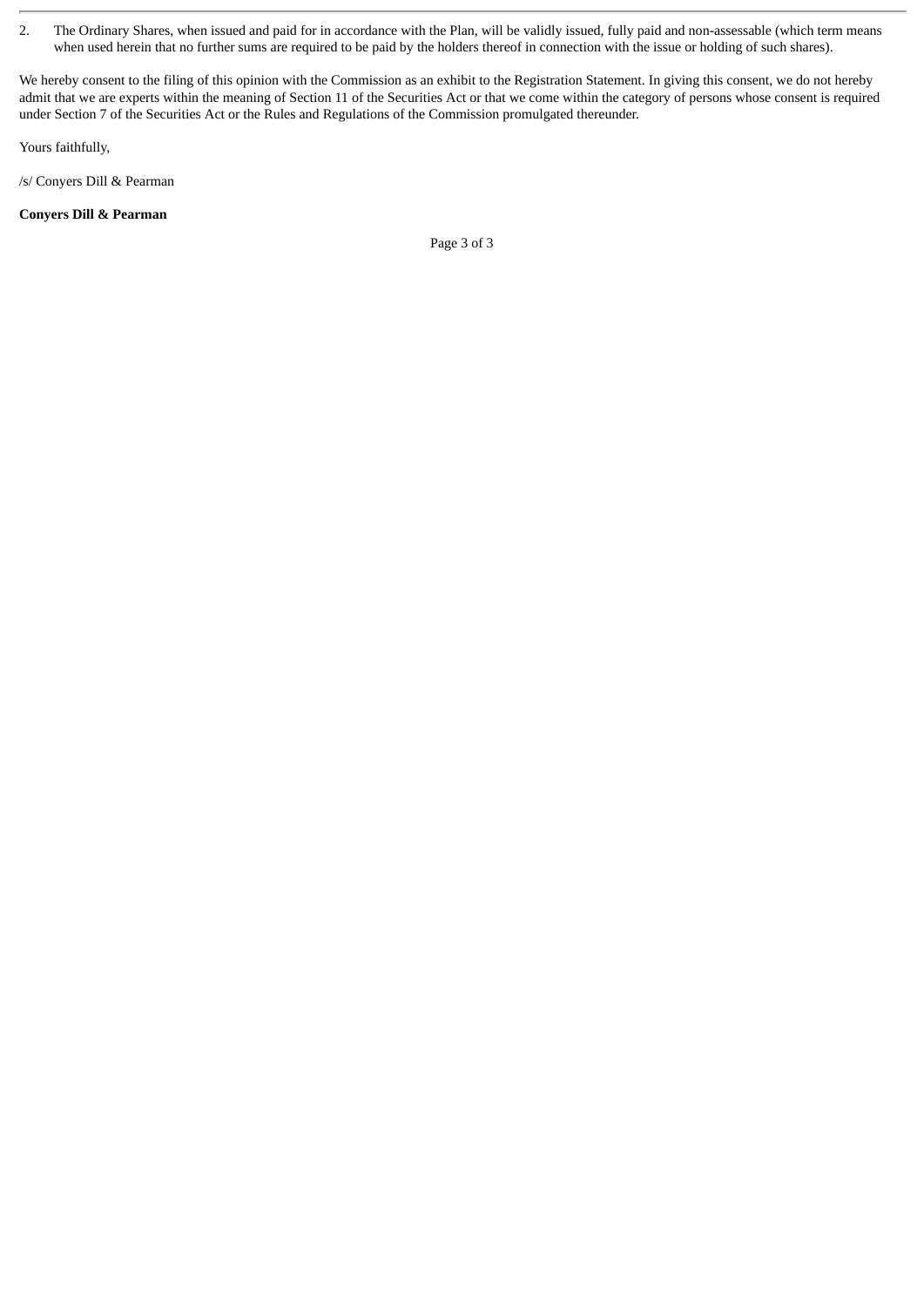2. The Ordinary Shares, when issued and paid for in accordance with the Plan, will be validly issued, fully paid and non-assessable (which term means when used herein that no further sums are required to be paid by the holders thereof in connection with the issue or holding of such shares).

We hereby consent to the filing of this opinion with the Commission as an exhibit to the Registration Statement. In giving this consent, we do not hereby admit that we are experts within the meaning of Section 11 of the Securities Act or that we come within the category of persons whose consent is required under Section 7 of the Securities Act or the Rules and Regulations of the Commission promulgated thereunder.

Yours faithfully,

/s/ Conyers Dill & Pearman

**Conyers Dill & Pearman**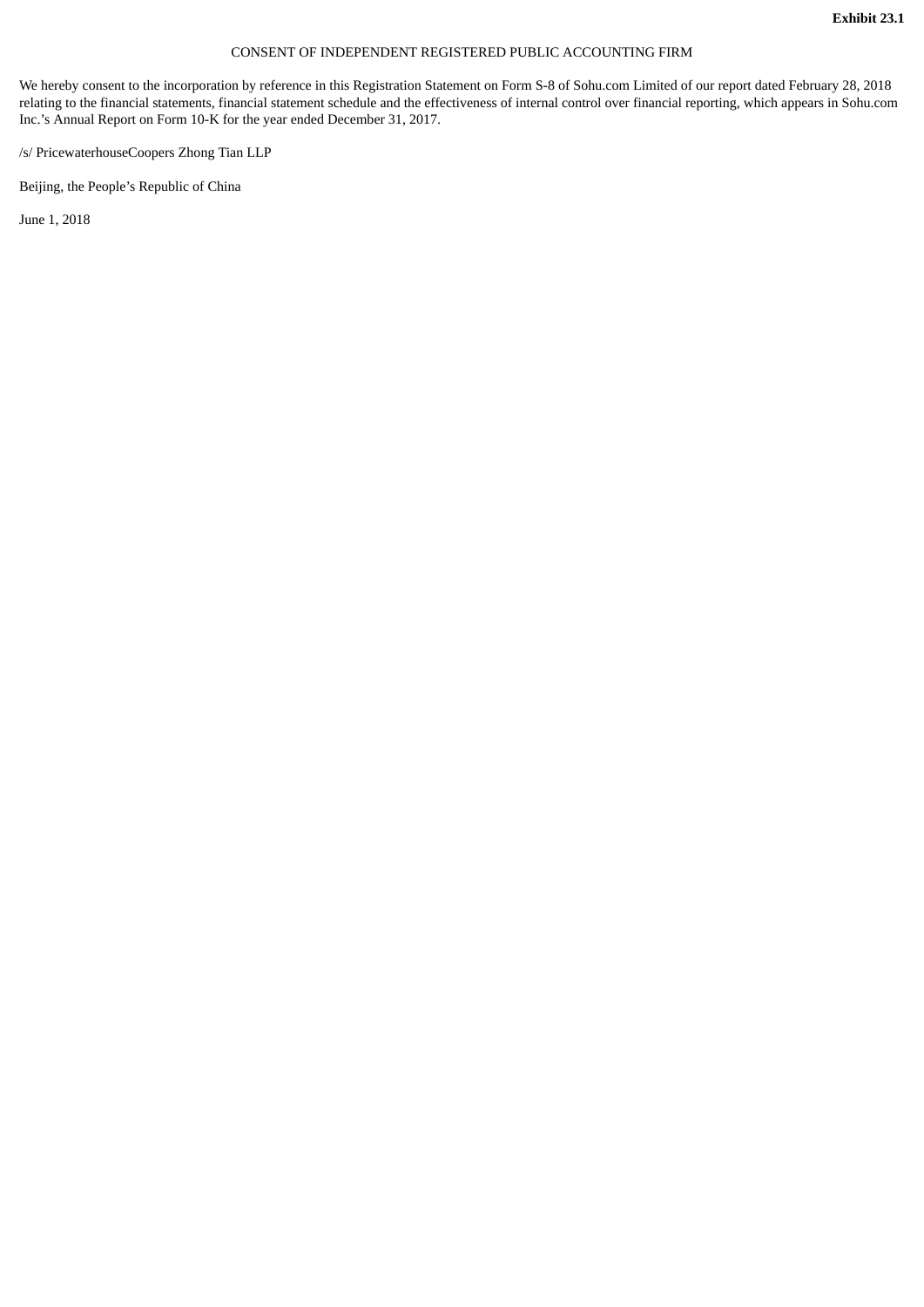**Exhibit 23.1**

CONSENT OF INDEPENDENT REGISTERED PUBLIC ACCOUNTING FIRM

We hereby consent to the incorporation by reference in this Registration Statement on Form S-8 of Sohu.com Limited of our report dated February 28, 2018 relating to the financial statements, financial statement schedule and the effectiveness of internal control over financial reporting, which appears in Sohu.com Inc.'s Annual Report on Form 10-K for the year ended December 31, 2017.

/s/ PricewaterhouseCoopers Zhong Tian LLP

Beijing, the People's Republic of China

June 1, 2018